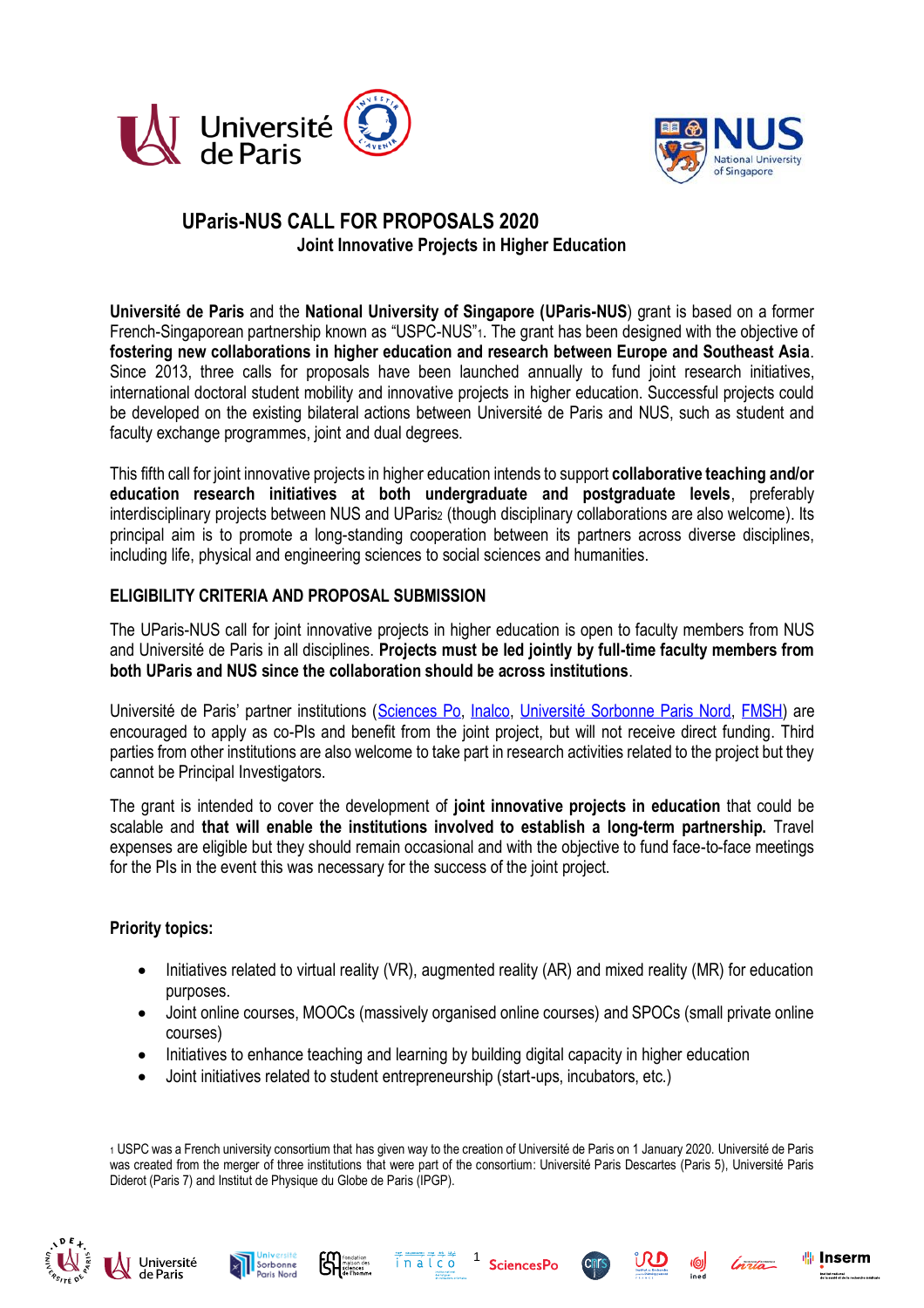# UParis-NUS CALL FOR PROPOSALS 2020

## Joint Innovative Projects in Higher Education

**Université de Paris** and the **National University of Singapore (UParis-NUS**) grant is based on a former French-Singaporean partnership known as "USPC-NUS"[1]. The grant has been designed with the objective of **fostering new collaborations in higher education and research between Europe and Southeast Asia**. Since 2013, three calls for proposals have been launched annually to fund joint research initiatives, international doctoral student mobility and innovative projects in higher education. Successful projects could be developed on the existing bilateral actions between Université de Paris and NUS, such as student and faculty exchange programmes, joint and dual degrees.

This fifth call for joint innovative projects in higher education intends to support **collaborative teaching and/or education research initiatives at both undergraduate and postgraduate levels**, preferably interdisciplinary projects between NUS and UParis[2] (though disciplinary collaborations are also welcome). Its principal aim is to promote a long-standing cooperation between its partners across diverse disciplines, including life, physical and engineering sciences to social sciences and humanities.

### ELIGIBILITY CRITERIA AND PROPOSAL SUBMISSION

The UParis-NUS call for joint innovative projects in higher education is open to faculty members from NUS and Université de Paris in all disciplines. **Projects must be led jointly by full-time faculty members from both UParis and NUS since the collaboration should be across institutions**.

Université de Paris' partner institutions (Sciences Po, Inalco, Université Sorbonne Paris Nord, FMSH) are encouraged to apply as co-PIs and benefit from the joint project, but will not receive direct funding. Third parties from other institutions are also welcome to take part in research activities related to the project but they cannot be Principal Investigators.

The grant is intended to cover the development of **joint innovative projects in education** that could be scalable and **that will enable the institutions involved to establish a long-term partnership.** Travel expenses are eligible but they should remain occasional and with the objective to fund face-to-face meetings for the PIs in the event this was necessary for the success of the joint project.

**Priority topics:**

- Initiatives related to virtual reality (VR), augmented reality (AR) and mixed reality (MR) for education purposes.
- Joint online courses, MOOCs (massively organised online courses) and SPOCs (small private online courses)
- Initiatives to enhance teaching and learning by building digital capacity in higher education
- Joint initiatives related to student entrepreneurship (start-ups, incubators, etc.)

[1] USPC was a French university consortium that has given way to the creation of Université de Paris on 1 January 2020. Université de Paris was created from the merger of three institutions that were part of the consortium: Université Paris Descartes (Paris 5), Université Paris Diderot (Paris 7) and Institut de Physique du Globe de Paris (IPGP).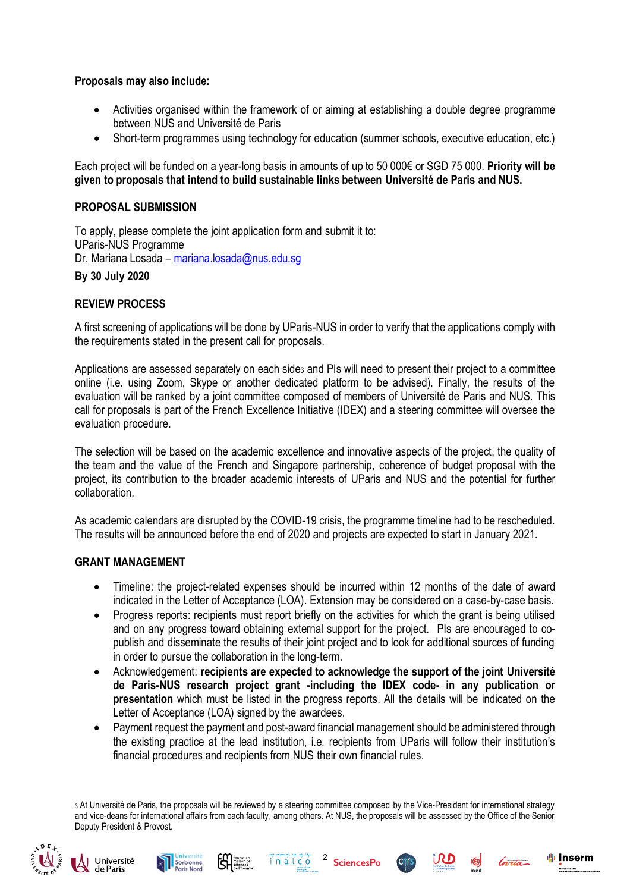**Proposals may also include:**

- Activities organised within the framework of or aiming at establishing a double degree programme between NUS and Université de Paris
- Short-term programmes using technology for education (summer schools, executive education, etc.)

Each project will be funded on a year-long basis in amounts of up to 50 000€ or SGD 75 000. **Priority will be given to proposals that intend to build sustainable links between Université de Paris and NUS.**

**PROPOSAL SUBMISSION**

To apply, please complete the joint application form and submit it to:
UParis-NUS Programme
Dr. Mariana Losada – mariana.losada@nus.edu.sg

**By 30 July 2020**

**REVIEW PROCESS**

A first screening of applications will be done by UParis-NUS in order to verify that the applications comply with the requirements stated in the present call for proposals.

Applications are assessed separately on each side[3] and PIs will need to present their project to a committee online (i.e. using Zoom, Skype or another dedicated platform to be advised). Finally, the results of the evaluation will be ranked by a joint committee composed of members of Université de Paris and NUS. This call for proposals is part of the French Excellence Initiative (IDEX) and a steering committee will oversee the evaluation procedure.

The selection will be based on the academic excellence and innovative aspects of the project, the quality of the team and the value of the French and Singapore partnership, coherence of budget proposal with the project, its contribution to the broader academic interests of UParis and NUS and the potential for further collaboration.

As academic calendars are disrupted by the COVID-19 crisis, the programme timeline had to be rescheduled. The results will be announced before the end of 2020 and projects are expected to start in January 2021.

**GRANT MANAGEMENT**

- Timeline: the project-related expenses should be incurred within 12 months of the date of award indicated in the Letter of Acceptance (LOA). Extension may be considered on a case-by-case basis.
- Progress reports: recipients must report briefly on the activities for which the grant is being utilised and on any progress toward obtaining external support for the project. PIs are encouraged to co-publish and disseminate the results of their joint project and to look for additional sources of funding in order to pursue the collaboration in the long-term.
- Acknowledgement: **recipients are expected to acknowledge the support of the joint Université de Paris-NUS research project grant -including the IDEX code- in any publication or presentation** which must be listed in the progress reports. All the details will be indicated on the Letter of Acceptance (LOA) signed by the awardees.
- Payment request the payment and post-award financial management should be administered through the existing practice at the lead institution, i.e. recipients from UParis will follow their institution's financial procedures and recipients from NUS their own financial rules.

[3] At Université de Paris, the proposals will be reviewed by a steering committee composed by the Vice-President for international strategy and vice-deans for international affairs from each faculty, among others. At NUS, the proposals will be assessed by the Office of the Senior Deputy President & Provost.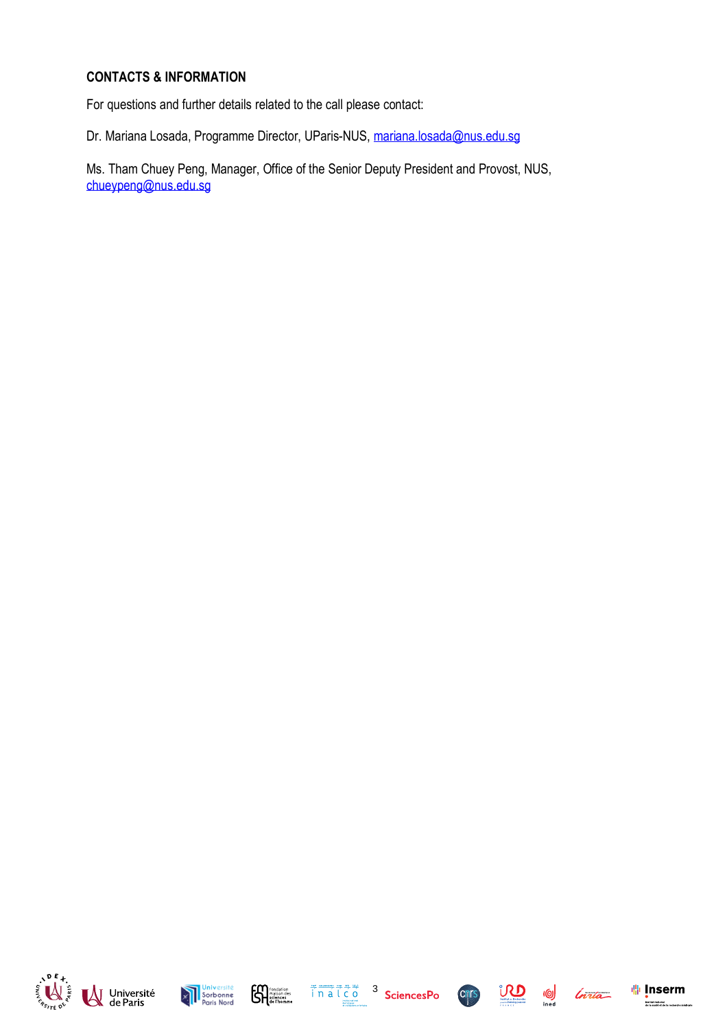**CONTACTS & INFORMATION**

For questions and further details related to the call please contact:

Dr. Mariana Losada, Programme Director, UParis-NUS, mariana.losada@nus.edu.sg

Ms. Tham Chuey Peng, Manager, Office of the Senior Deputy President and Provost, NUS, chueypeng@nus.edu.sg